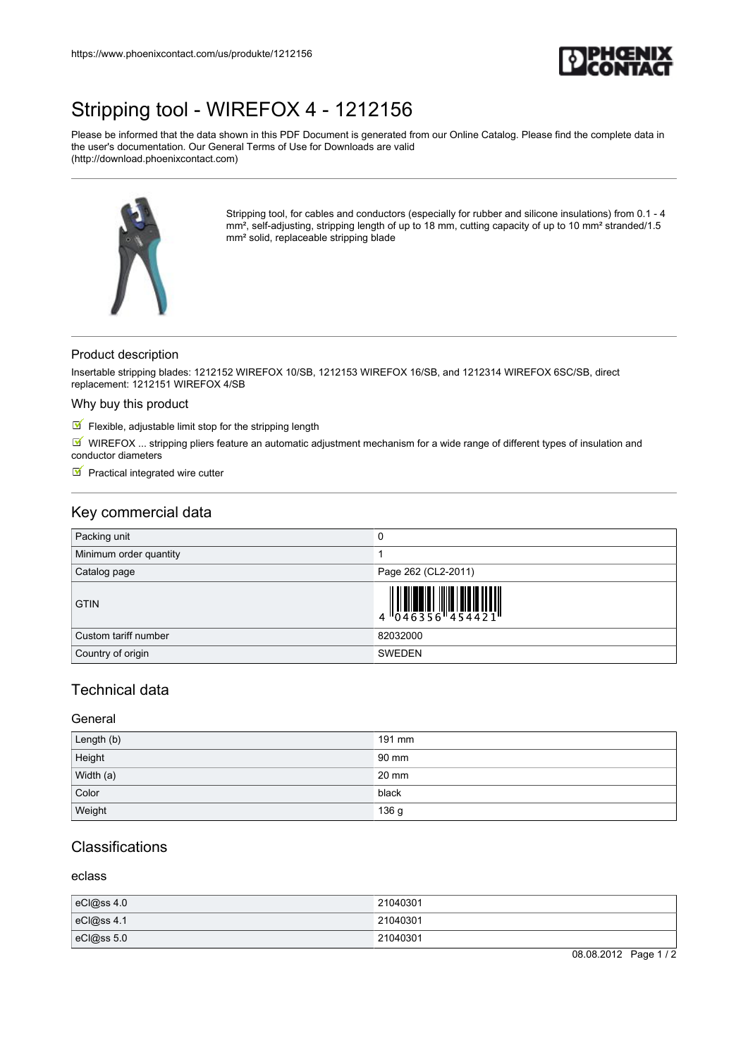https://www.phoenixcontact.com/us/produkte/1212156

# Stripping tool - WIREFOX 4 - 1212156

Please be informed that the data shown in this PDF Document is generated from our Online Catalog. Please find the complete data in the user's documentation. Our General Terms of Use for Downloads are valid (http://download.phoenixcontact.com)

Stripping tool, for cables and conductors (especially for rubber and silicone insulations) from 0.1 - 4 mm², self-adjusting, stripping length of up to 18 mm, cutting capacity of up to 10 mm² stranded/1.5 mm² solid, replaceable stripping blade

### Product description

Insertable stripping blades: 1212152 WIREFOX 10/SB, 1212153 WIREFOX 16/SB, and 1212314 WIREFOX 6SC/SB, direct replacement: 1212151 WIREFOX 4/SB

### Why buy this product

- Flexible, adjustable limit stop for the stripping length
- WIREFOX ... stripping pliers feature an automatic adjustment mechanism for a wide range of different types of insulation and conductor diameters
- Practical integrated wire cutter

## Key commercial data

| | |
|---|---|
| Packing unit | 0 |
| Minimum order quantity | 1 |
| Catalog page | Page 262 (CL2-2011) |
| GTIN | 4 046356 454421 |
| Custom tariff number | 82032000 |
| Country of origin | SWEDEN |

## Technical data

### General

| | |
|---|---|
| Length (b) | 191 mm |
| Height | 90 mm |
| Width (a) | 20 mm |
| Color | black |
| Weight | 136 g |

## Classifications

### eclass

| | |
|---|---|
| eCl@ss 4.0 | 21040301 |
| eCl@ss 4.1 | 21040301 |
| eCl@ss 5.0 | 21040301 |

08.08.2012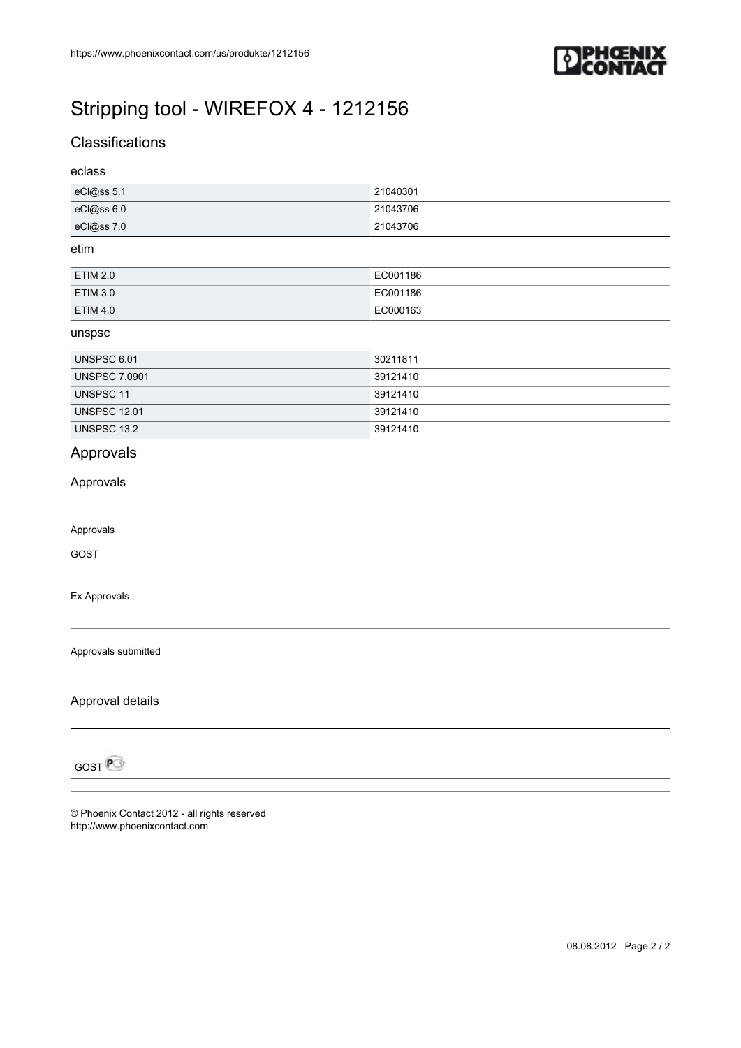# Stripping tool - WIREFOX 4 - 1212156

## Classifications

### eclass

| | |
|---|---|
| eCl@ss 5.1 | 21040301 |
| eCl@ss 6.0 | 21043706 |
| eCl@ss 7.0 | 21043706 |

### etim

| | |
|---|---|
| ETIM 2.0 | EC001186 |
| ETIM 3.0 | EC001186 |
| ETIM 4.0 | EC000163 |

### unspsc

| | |
|---|---|
| UNSPSC 6.01 | 30211811 |
| UNSPSC 7.0901 | 39121410 |
| UNSPSC 11 | 39121410 |
| UNSPSC 12.01 | 39121410 |
| UNSPSC 13.2 | 39121410 |

## Approvals

### Approvals

Approvals

GOST

Ex Approvals

Approvals submitted

### Approval details

GOST

© Phoenix Contact 2012 - all rights reserved
http://www.phoenixcontact.com